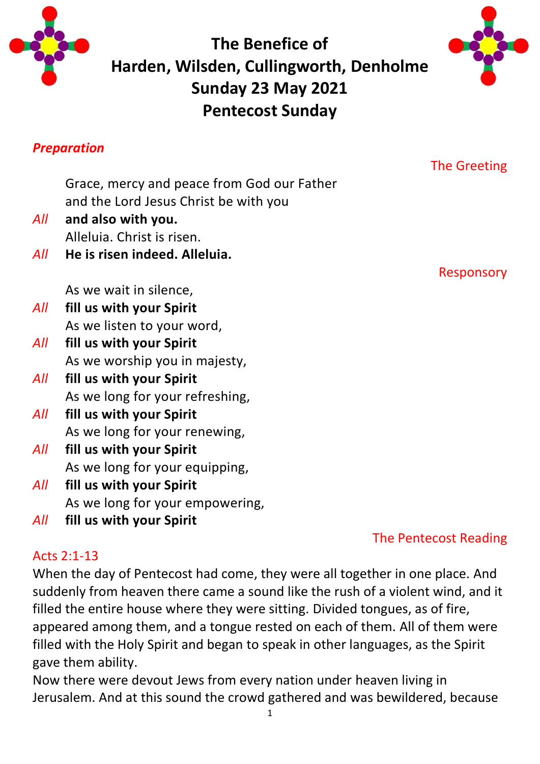# The Benefice of Harden, Wilsden, Cullingworth, Denholme
# Sunday 23 May 2021
# Pentecost Sunday

***Preparation***

The Greeting

Grace, mercy and peace from God our Father
and the Lord Jesus Christ be with you

*All* **and also with you.**

Alleluia. Christ is risen.

*All* **He is risen indeed. Alleluia.**

Responsory

As we wait in silence,

*All* **fill us with your Spirit**

As we listen to your word,

*All* **fill us with your Spirit**

As we worship you in majesty,

*All* **fill us with your Spirit**

As we long for your refreshing,

*All* **fill us with your Spirit**

As we long for your renewing,

*All* **fill us with your Spirit**

As we long for your equipping,

*All* **fill us with your Spirit**

As we long for your empowering,

*All* **fill us with your Spirit**

The Pentecost Reading

Acts 2:1-13

When the day of Pentecost had come, they were all together in one place. And suddenly from heaven there came a sound like the rush of a violent wind, and it filled the entire house where they were sitting. Divided tongues, as of fire, appeared among them, and a tongue rested on each of them. All of them were filled with the Holy Spirit and began to speak in other languages, as the Spirit gave them ability.

Now there were devout Jews from every nation under heaven living in Jerusalem. And at this sound the crowd gathered and was bewildered, because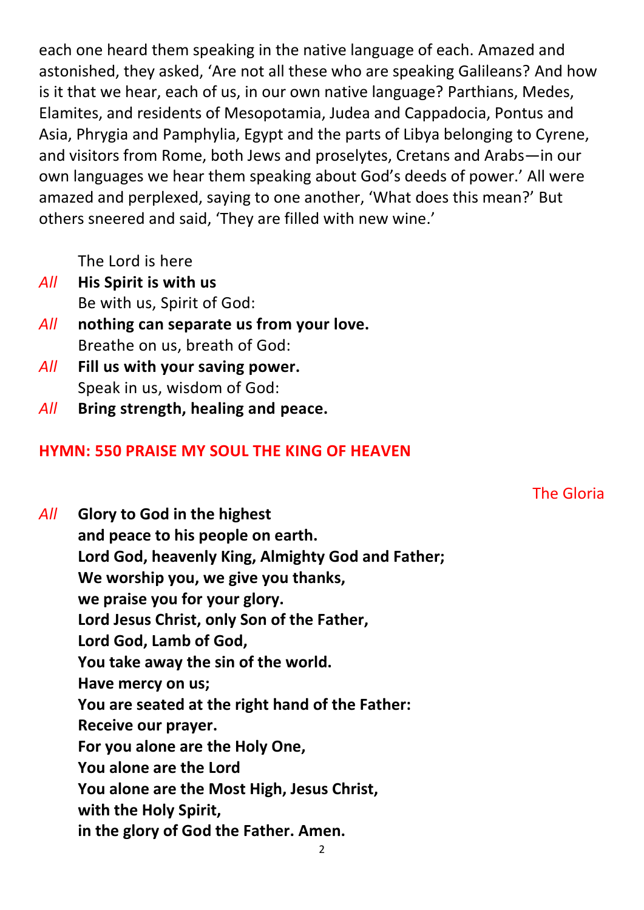each one heard them speaking in the native language of each. Amazed and astonished, they asked, 'Are not all these who are speaking Galileans? And how is it that we hear, each of us, in our own native language? Parthians, Medes, Elamites, and residents of Mesopotamia, Judea and Cappadocia, Pontus and Asia, Phrygia and Pamphylia, Egypt and the parts of Libya belonging to Cyrene, and visitors from Rome, both Jews and proselytes, Cretans and Arabs—in our own languages we hear them speaking about God's deeds of power.' All were amazed and perplexed, saying to one another, 'What does this mean?' But others sneered and said, 'They are filled with new wine.'

The Lord is here
*All* **His Spirit is with us**
Be with us, Spirit of God:
*All* **nothing can separate us from your love.**
Breathe on us, breath of God:
*All* **Fill us with your saving power.**
Speak in us, wisdom of God:
*All* **Bring strength, healing and peace.**

**HYMN: 550 PRAISE MY SOUL THE KING OF HEAVEN**

The Gloria

*All* **Glory to God in the highest**
**and peace to his people on earth.**
**Lord God, heavenly King, Almighty God and Father;**
**We worship you, we give you thanks,**
**we praise you for your glory.**
**Lord Jesus Christ, only Son of the Father,**
**Lord God, Lamb of God,**
**You take away the sin of the world.**
**Have mercy on us;**
**You are seated at the right hand of the Father:**
**Receive our prayer.**
**For you alone are the Holy One,**
**You alone are the Lord**
**You alone are the Most High, Jesus Christ,**
**with the Holy Spirit,**
**in the glory of God the Father. Amen.**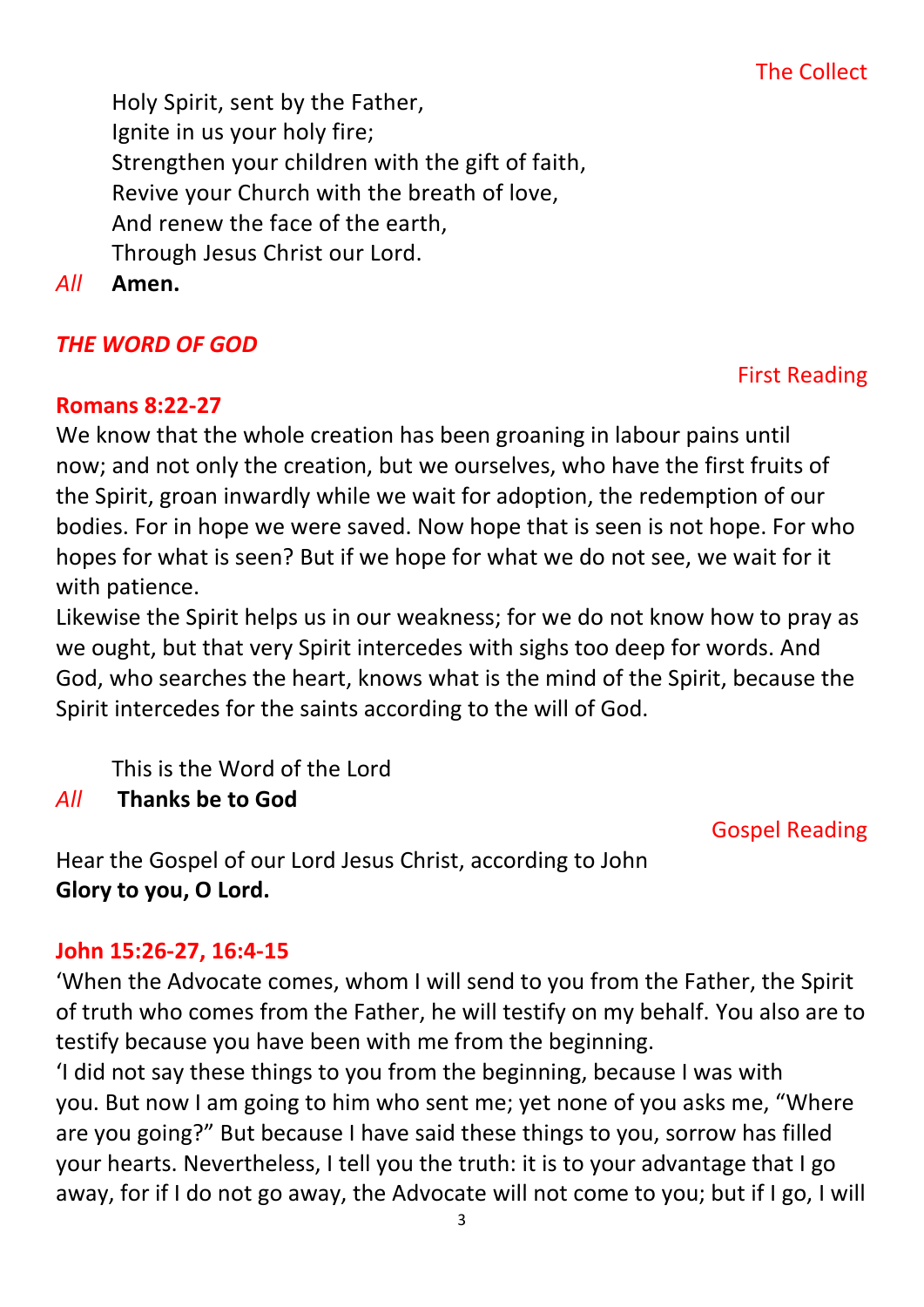The Collect

Holy Spirit, sent by the Father,
Ignite in us your holy fire;
Strengthen your children with the gift of faith,
Revive your Church with the breath of love,
And renew the face of the earth,
Through Jesus Christ our Lord.

*All* **Amen.**

## *THE WORD OF GOD*

First Reading

**Romans 8:22-27**

We know that the whole creation has been groaning in labour pains until now; and not only the creation, but we ourselves, who have the first fruits of the Spirit, groan inwardly while we wait for adoption, the redemption of our bodies. For in hope we were saved. Now hope that is seen is not hope. For who hopes for what is seen? But if we hope for what we do not see, we wait for it with patience.

Likewise the Spirit helps us in our weakness; for we do not know how to pray as we ought, but that very Spirit intercedes with sighs too deep for words. And God, who searches the heart, knows what is the mind of the Spirit, because the Spirit intercedes for the saints according to the will of God.

This is the Word of the Lord

*All* **Thanks be to God**

Gospel Reading

Hear the Gospel of our Lord Jesus Christ, according to John
**Glory to you, O Lord.**

**John 15:26-27, 16:4-15**

'When the Advocate comes, whom I will send to you from the Father, the Spirit of truth who comes from the Father, he will testify on my behalf. You also are to testify because you have been with me from the beginning.

'I did not say these things to you from the beginning, because I was with you. But now I am going to him who sent me; yet none of you asks me, "Where are you going?" But because I have said these things to you, sorrow has filled your hearts. Nevertheless, I tell you the truth: it is to your advantage that I go away, for if I do not go away, the Advocate will not come to you; but if I go, I will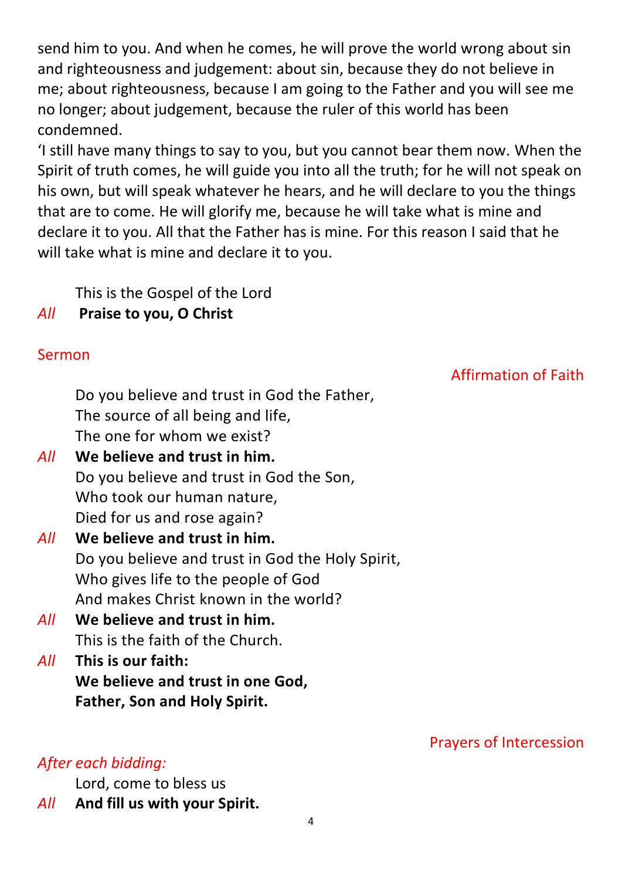send him to you. And when he comes, he will prove the world wrong about sin and righteousness and judgement: about sin, because they do not believe in me; about righteousness, because I am going to the Father and you will see me no longer; about judgement, because the ruler of this world has been condemned.

'I still have many things to say to you, but you cannot bear them now. When the Spirit of truth comes, he will guide you into all the truth; for he will not speak on his own, but will speak whatever he hears, and he will declare to you the things that are to come. He will glorify me, because he will take what is mine and declare it to you. All that the Father has is mine. For this reason I said that he will take what is mine and declare it to you.

This is the Gospel of the Lord

*All* **Praise to you, O Christ**

## Sermon

## Affirmation of Faith

Do you believe and trust in God the Father,
The source of all being and life,
The one for whom we exist?

*All* **We believe and trust in him.**

Do you believe and trust in God the Son,
Who took our human nature,
Died for us and rose again?

*All* **We believe and trust in him.**

Do you believe and trust in God the Holy Spirit,
Who gives life to the people of God
And makes Christ known in the world?

*All* **We believe and trust in him.**

This is the faith of the Church.

*All* **This is our faith:**
**We believe and trust in one God,**
**Father, Son and Holy Spirit.**

## Prayers of Intercession

*After each bidding:*

Lord, come to bless us

*All* **And fill us with your Spirit.**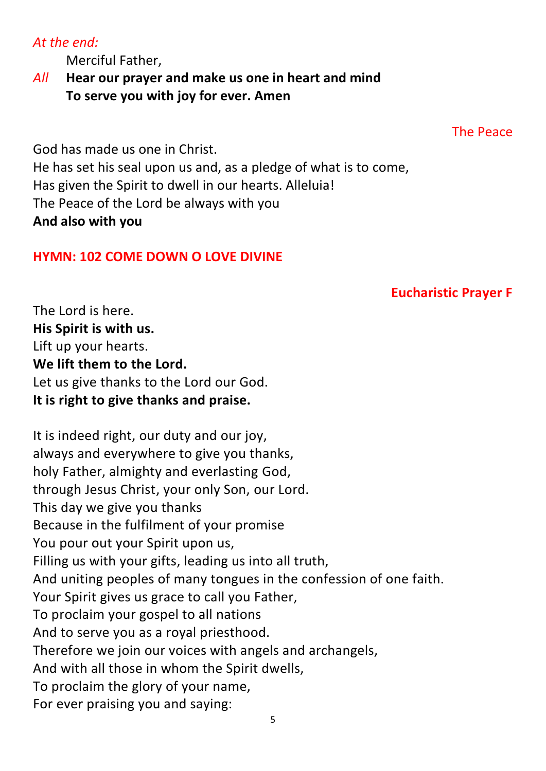*At the end:*

Merciful Father,

*All* **Hear our prayer and make us one in heart and mind**
**To serve you with joy for ever. Amen**

## The Peace

God has made us one in Christ.
He has set his seal upon us and, as a pledge of what is to come,
Has given the Spirit to dwell in our hearts. Alleluia!
The Peace of the Lord be always with you
**And also with you**

**HYMN: 102 COME DOWN O LOVE DIVINE**

## Eucharistic Prayer F

The Lord is here.
**His Spirit is with us.**
Lift up your hearts.
**We lift them to the Lord.**
Let us give thanks to the Lord our God.
**It is right to give thanks and praise.**

It is indeed right, our duty and our joy,
always and everywhere to give you thanks,
holy Father, almighty and everlasting God,
through Jesus Christ, your only Son, our Lord.
This day we give you thanks
Because in the fulfilment of your promise
You pour out your Spirit upon us,
Filling us with your gifts, leading us into all truth,
And uniting peoples of many tongues in the confession of one faith.
Your Spirit gives us grace to call you Father,
To proclaim your gospel to all nations
And to serve you as a royal priesthood.
Therefore we join our voices with angels and archangels,
And with all those in whom the Spirit dwells,
To proclaim the glory of your name,
For ever praising you and saying: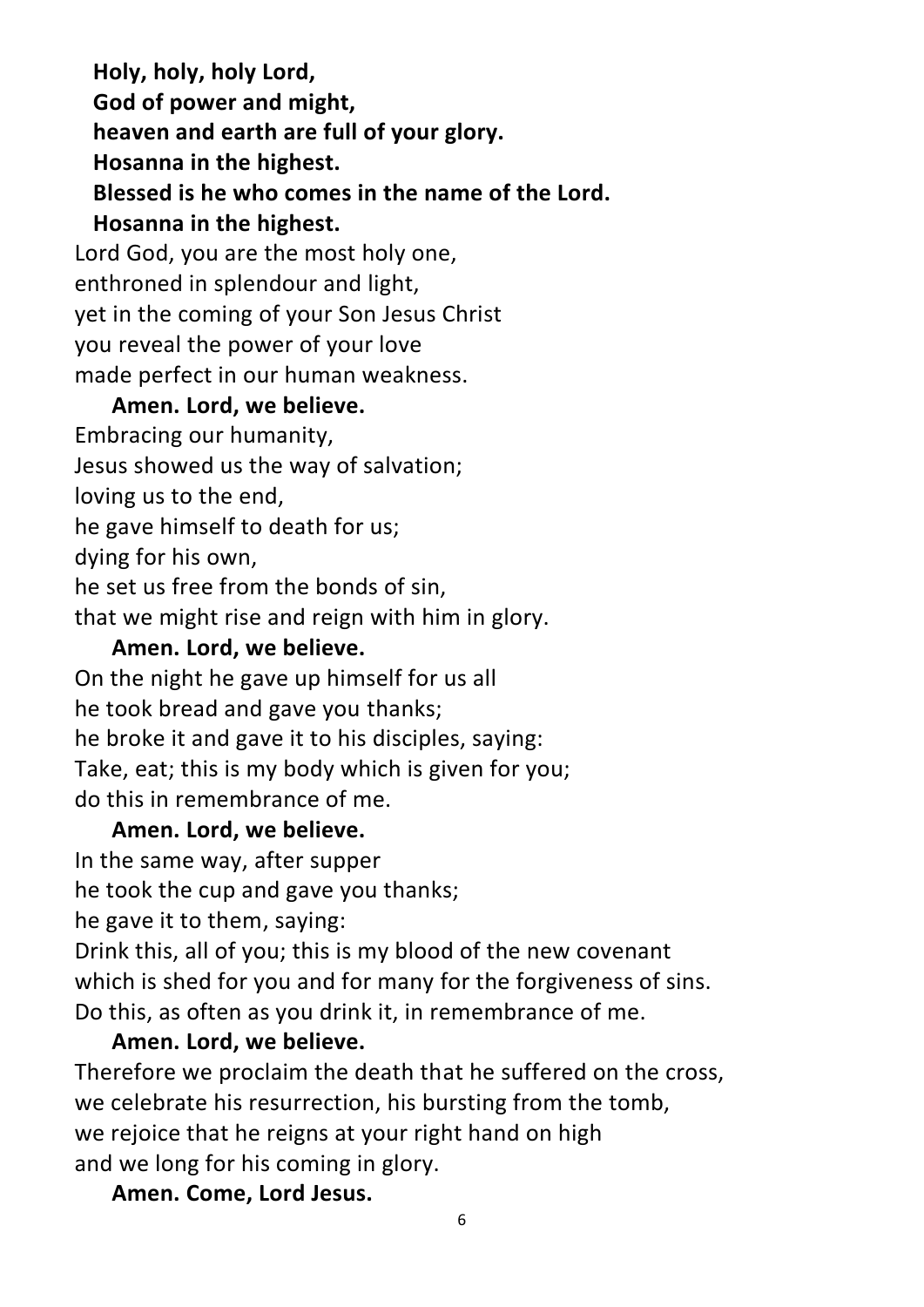**Holy, holy, holy Lord,**
**God of power and might,**
**heaven and earth are full of your glory.**
**Hosanna in the highest.**
**Blessed is he who comes in the name of the Lord.**
**Hosanna in the highest.**

Lord God, you are the most holy one,
enthroned in splendour and light,
yet in the coming of your Son Jesus Christ
you reveal the power of your love
made perfect in our human weakness.

**Amen. Lord, we believe.**

Embracing our humanity,
Jesus showed us the way of salvation;
loving us to the end,
he gave himself to death for us;
dying for his own,
he set us free from the bonds of sin,
that we might rise and reign with him in glory.

**Amen. Lord, we believe.**

On the night he gave up himself for us all
he took bread and gave you thanks;
he broke it and gave it to his disciples, saying:
Take, eat; this is my body which is given for you;
do this in remembrance of me.

**Amen. Lord, we believe.**

In the same way, after supper
he took the cup and gave you thanks;
he gave it to them, saying:
Drink this, all of you; this is my blood of the new covenant
which is shed for you and for many for the forgiveness of sins.
Do this, as often as you drink it, in remembrance of me.

**Amen. Lord, we believe.**

Therefore we proclaim the death that he suffered on the cross,
we celebrate his resurrection, his bursting from the tomb,
we rejoice that he reigns at your right hand on high
and we long for his coming in glory.

**Amen. Come, Lord Jesus.**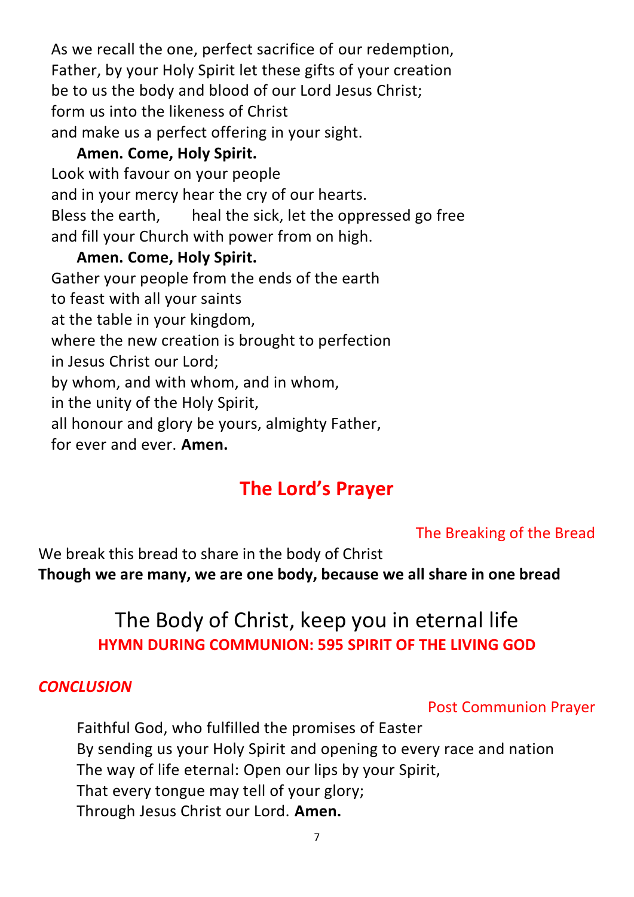As we recall the one, perfect sacrifice of our redemption,
Father, by your Holy Spirit let these gifts of your creation
be to us the body and blood of our Lord Jesus Christ;
form us into the likeness of Christ
and make us a perfect offering in your sight.

**Amen. Come, Holy Spirit.**

Look with favour on your people
and in your mercy hear the cry of our hearts.
Bless the earth, heal the sick, let the oppressed go free
and fill your Church with power from on high.

**Amen. Come, Holy Spirit.**

Gather your people from the ends of the earth
to feast with all your saints
at the table in your kingdom,
where the new creation is brought to perfection
in Jesus Christ our Lord;
by whom, and with whom, and in whom,
in the unity of the Holy Spirit,
all honour and glory be yours, almighty Father,
for ever and ever. **Amen.**

## The Lord's Prayer

The Breaking of the Bread

We break this bread to share in the body of Christ
**Though we are many, we are one body, because we all share in one bread**

## The Body of Christ, keep you in eternal life

**HYMN DURING COMMUNION: 595 SPIRIT OF THE LIVING GOD**

***CONCLUSION***

Post Communion Prayer

Faithful God, who fulfilled the promises of Easter
By sending us your Holy Spirit and opening to every race and nation
The way of life eternal: Open our lips by your Spirit,
That every tongue may tell of your glory;
Through Jesus Christ our Lord. **Amen.**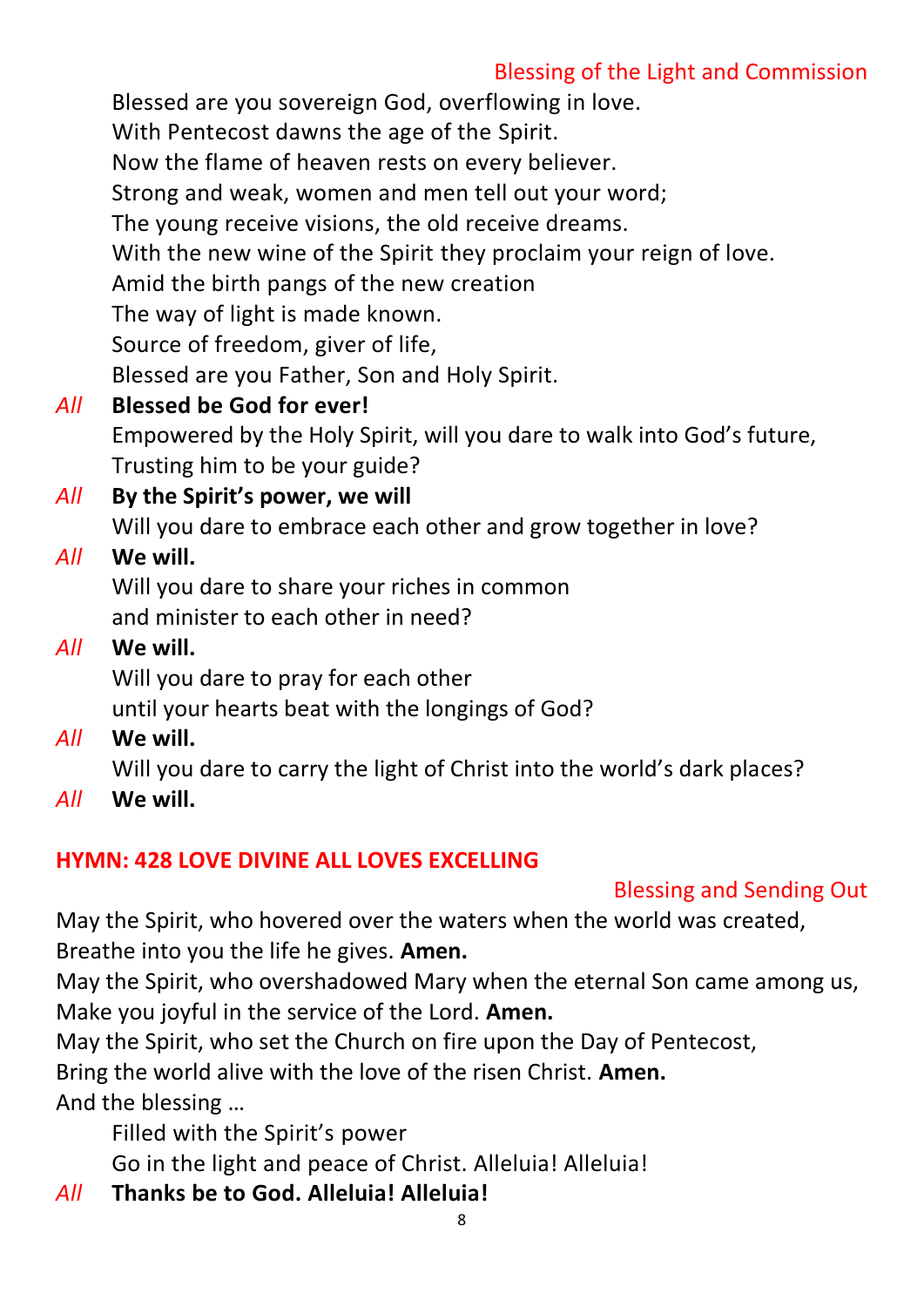Blessing of the Light and Commission

Blessed are you sovereign God, overflowing in love.
With Pentecost dawns the age of the Spirit.
Now the flame of heaven rests on every believer.
Strong and weak, women and men tell out your word;
The young receive visions, the old receive dreams.
With the new wine of the Spirit they proclaim your reign of love.
Amid the birth pangs of the new creation
The way of light is made known.
Source of freedom, giver of life,
Blessed are you Father, Son and Holy Spirit.

*All* **Blessed be God for ever!**

Empowered by the Holy Spirit, will you dare to walk into God's future,
Trusting him to be your guide?

*All* **By the Spirit's power, we will**

Will you dare to embrace each other and grow together in love?

*All* **We will.**

Will you dare to share your riches in common
and minister to each other in need?

*All* **We will.**

Will you dare to pray for each other
until your hearts beat with the longings of God?

*All* **We will.**

Will you dare to carry the light of Christ into the world's dark places?

*All* **We will.**

**HYMN: 428 LOVE DIVINE ALL LOVES EXCELLING**

Blessing and Sending Out

May the Spirit, who hovered over the waters when the world was created,
Breathe into you the life he gives. **Amen.**
May the Spirit, who overshadowed Mary when the eternal Son came among us,
Make you joyful in the service of the Lord. **Amen.**
May the Spirit, who set the Church on fire upon the Day of Pentecost,
Bring the world alive with the love of the risen Christ. **Amen.**
And the blessing …

Filled with the Spirit's power
Go in the light and peace of Christ. Alleluia! Alleluia!

*All* **Thanks be to God. Alleluia! Alleluia!**